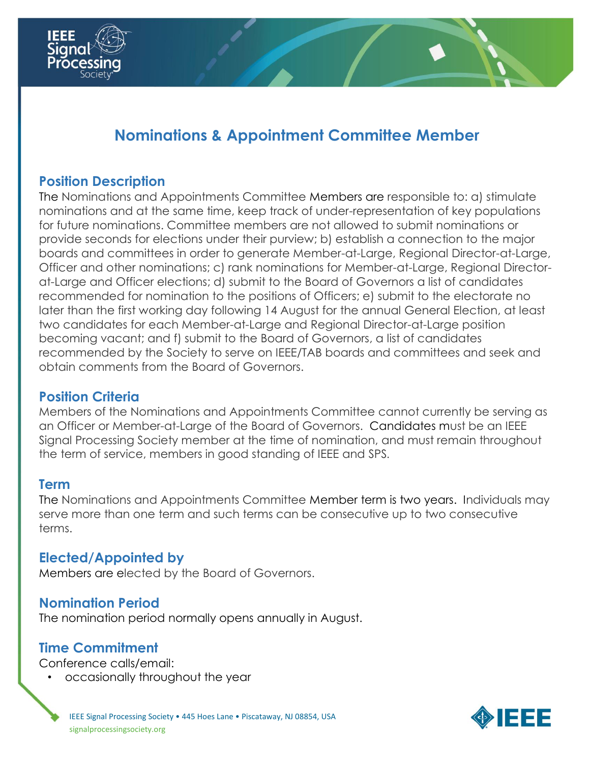# Nominations & Appointment Committee Member

## Position Description

The Nominations and Appointments Committee Members are responsible to: a) stimulate nominations and at the same time, keep track of under-representation of key populations for future nominations. Committee members are not allowed to submit nominations or provide seconds for elections under their purview; b) establish a connection to the major boards and committees in order to generate Member-at-Large, Regional Director-at-Large, Officer and other nominations; c) rank nominations for Member-at-Large, Regional Director-at-Large and Officer elections; d) submit to the Board of Governors a list of candidates recommended for nomination to the positions of Officers; e) submit to the electorate no later than the first working day following 14 August for the annual General Election, at least two candidates for each Member-at-Large and Regional Director-at-Large position becoming vacant; and f) submit to the Board of Governors, a list of candidates recommended by the Society to serve on IEEE/TAB boards and committees and seek and obtain comments from the Board of Governors.

## Position Criteria

Members of the Nominations and Appointments Committee cannot currently be serving as an Officer or Member-at-Large of the Board of Governors. Candidates must be an IEEE Signal Processing Society member at the time of nomination, and must remain throughout the term of service, members in good standing of IEEE and SPS.

## Term

The Nominations and Appointments Committee Member term is two years. Individuals may serve more than one term and such terms can be consecutive up to two consecutive terms.

## Elected/Appointed by

Members are elected by the Board of Governors.

## Nomination Period

The nomination period normally opens annually in August.

## Time Commitment

Conference calls/email:

- occasionally throughout the year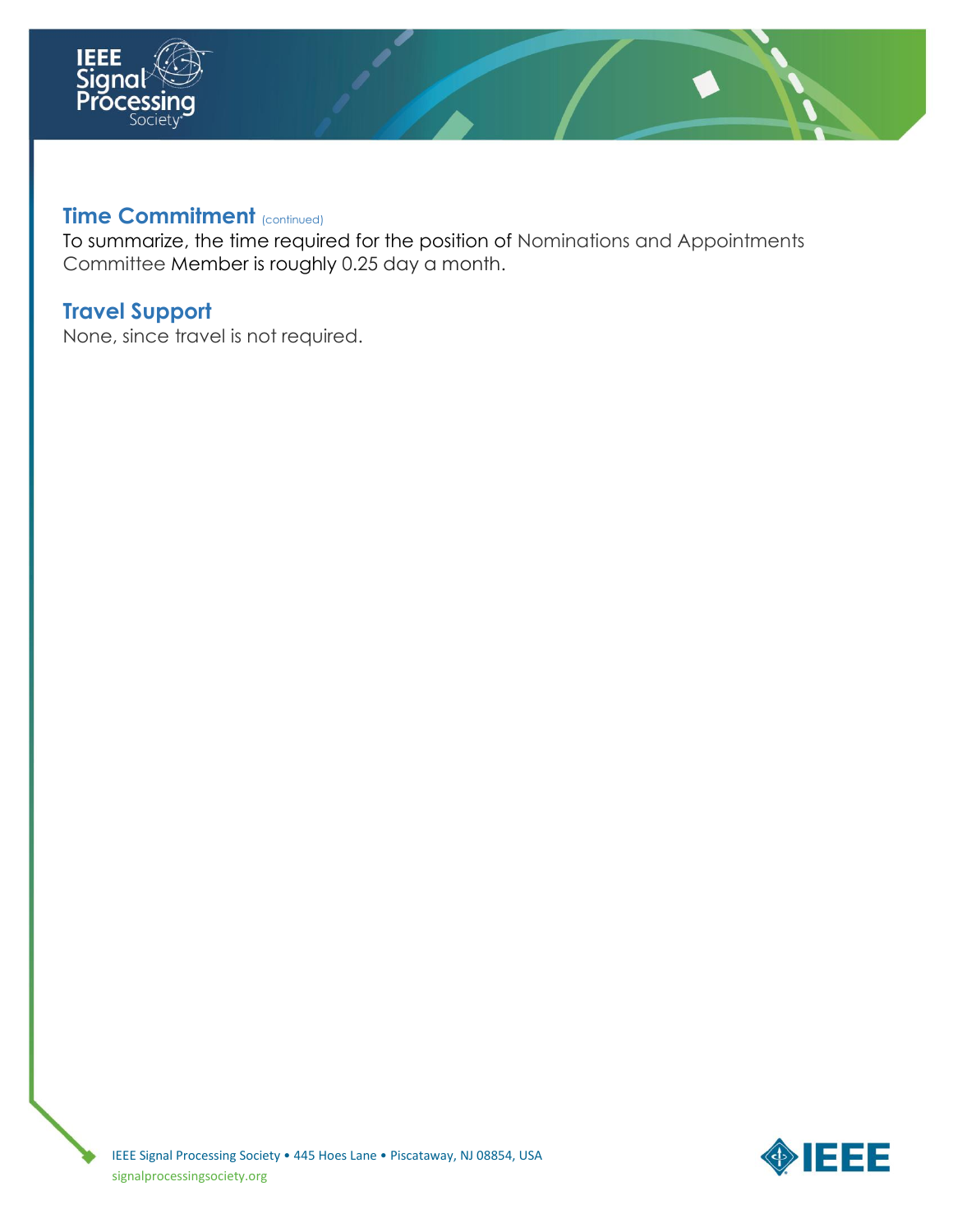## Time Commitment (continued)

To summarize, the time required for the position of Nominations and Appointments Committee Member is roughly 0.25 day a month.

## Travel Support

None, since travel is not required.